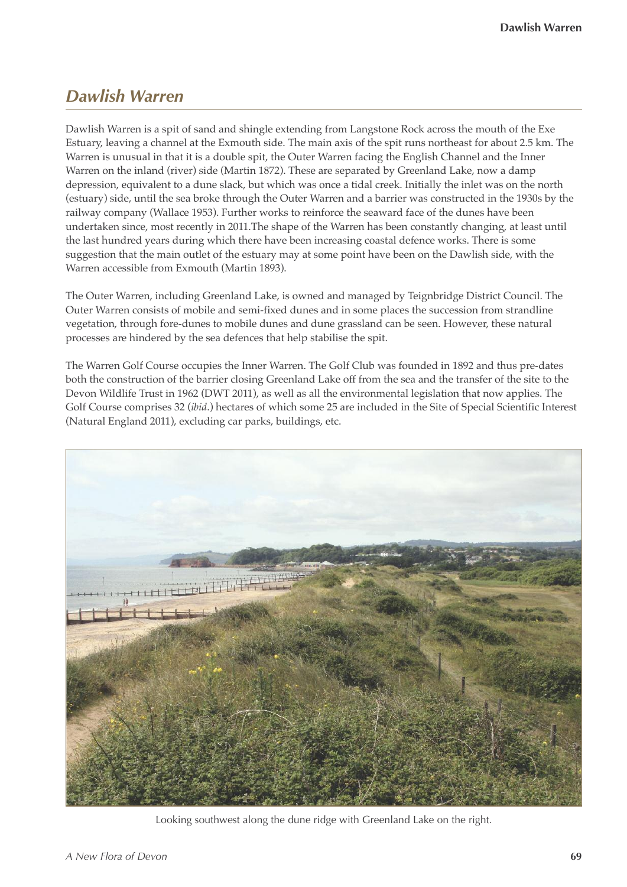## *Dawlish Warren*

Dawlish Warren is a spit of sand and shingle extending from Langstone Rock across the mouth of the Exe Estuary, leaving a channel at the Exmouth side. The main axis of the spit runs northeast for about 2.5 km. The Warren is unusual in that it is a double spit, the Outer Warren facing the English Channel and the Inner Warren on the inland (river) side (Martin 1872). These are separated by Greenland Lake, now a damp depression, equivalent to a dune slack, but which was once a tidal creek. Initially the inlet was on the north (estuary) side, until the sea broke through the Outer Warren and a barrier was constructed in the 1930s by the railway company (Wallace 1953). Further works to reinforce the seaward face of the dunes have been undertaken since, most recently in 2011.The shape of the Warren has been constantly changing, at least until the last hundred years during which there have been increasing coastal defence works. There is some suggestion that the main outlet of the estuary may at some point have been on the Dawlish side, with the Warren accessible from Exmouth (Martin 1893).

The Outer Warren, including Greenland Lake, is owned and managed by Teignbridge District Council. The Outer Warren consists of mobile and semi-fixed dunes and in some places the succession from strandline vegetation, through fore-dunes to mobile dunes and dune grassland can be seen. However, these natural processes are hindered by the sea defences that help stabilise the spit.

The Warren Golf Course occupies the Inner Warren. The Golf Club was founded in 1892 and thus pre-dates both the construction of the barrier closing Greenland Lake off from the sea and the transfer of the site to the Devon Wildlife Trust in 1962 (DWT 2011), as well as all the environmental legislation that now applies. The Golf Course comprises 32 (*ibid*.) hectares of which some 25 are included in the Site of Special Scientific Interest (Natural England 2011), excluding car parks, buildings, etc.

Looking southwest along the dune ridge with Greenland Lake on the right.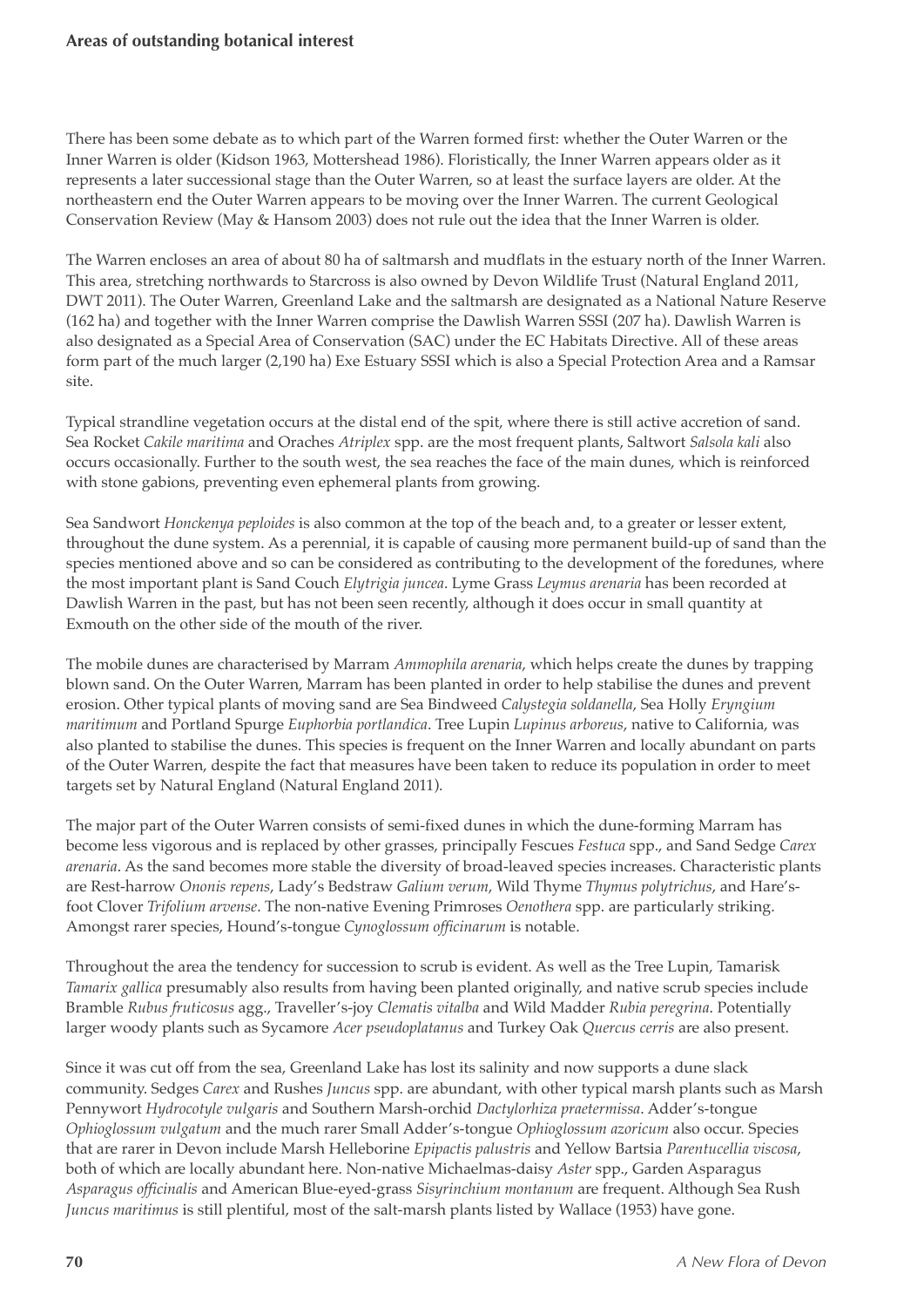There has been some debate as to which part of the Warren formed first: whether the Outer Warren or the Inner Warren is older (Kidson 1963, Mottershead 1986). Floristically, the Inner Warren appears older as it represents a later successional stage than the Outer Warren, so at least the surface layers are older. At the northeastern end the Outer Warren appears to be moving over the Inner Warren. The current Geological Conservation Review (May & Hansom 2003) does not rule out the idea that the Inner Warren is older.

The Warren encloses an area of about 80 ha of saltmarsh and mudflats in the estuary north of the Inner Warren. This area, stretching northwards to Starcross is also owned by Devon Wildlife Trust (Natural England 2011, DWT 2011). The Outer Warren, Greenland Lake and the saltmarsh are designated as a National Nature Reserve (162 ha) and together with the Inner Warren comprise the Dawlish Warren SSSI (207 ha). Dawlish Warren is also designated as a Special Area of Conservation (SAC) under the EC Habitats Directive. All of these areas form part of the much larger (2,190 ha) Exe Estuary SSSI which is also a Special Protection Area and a Ramsar site.

Typical strandline vegetation occurs at the distal end of the spit, where there is still active accretion of sand. Sea Rocket *Cakile maritima* and Oraches *Atriplex* spp. are the most frequent plants, Saltwort *Salsola kali* also occurs occasionally. Further to the south west, the sea reaches the face of the main dunes, which is reinforced with stone gabions, preventing even ephemeral plants from growing.

Sea Sandwort *Honckenya peploides* is also common at the top of the beach and, to a greater or lesser extent, throughout the dune system. As a perennial, it is capable of causing more permanent build-up of sand than the species mentioned above and so can be considered as contributing to the development of the foredunes, where the most important plant is Sand Couch *Elytrigia juncea*. Lyme Grass *Leymus arenaria* has been recorded at Dawlish Warren in the past, but has not been seen recently, although it does occur in small quantity at Exmouth on the other side of the mouth of the river.

The mobile dunes are characterised by Marram *Ammophila arenaria*, which helps create the dunes by trapping blown sand. On the Outer Warren, Marram has been planted in order to help stabilise the dunes and prevent erosion. Other typical plants of moving sand are Sea Bindweed *Calystegia soldanella*, Sea Holly *Eryngium maritimum* and Portland Spurge *Euphorbia portlandica*. Tree Lupin *Lupinus arboreus*, native to California, was also planted to stabilise the dunes. This species is frequent on the Inner Warren and locally abundant on parts of the Outer Warren, despite the fact that measures have been taken to reduce its population in order to meet targets set by Natural England (Natural England 2011).

The major part of the Outer Warren consists of semi-fixed dunes in which the dune-forming Marram has become less vigorous and is replaced by other grasses, principally Fescues *Festuca* spp., and Sand Sedge *Carex arenaria*. As the sand becomes more stable the diversity of broad-leaved species increases. Characteristic plants are Rest-harrow *Ononis repens*, Lady's Bedstraw *Galium verum*, Wild Thyme *Thymus polytrichus*, and Hare's-foot Clover *Trifolium arvense*. The non-native Evening Primroses *Oenothera* spp. are particularly striking. Amongst rarer species, Hound's-tongue *Cynoglossum officinarum* is notable.

Throughout the area the tendency for succession to scrub is evident. As well as the Tree Lupin, Tamarisk *Tamarix gallica* presumably also results from having been planted originally, and native scrub species include Bramble *Rubus fruticosus* agg., Traveller's-joy *Clematis vitalba* and Wild Madder *Rubia peregrina*. Potentially larger woody plants such as Sycamore *Acer pseudoplatanus* and Turkey Oak *Quercus cerris* are also present.

Since it was cut off from the sea, Greenland Lake has lost its salinity and now supports a dune slack community. Sedges *Carex* and Rushes *Juncus* spp. are abundant, with other typical marsh plants such as Marsh Pennywort *Hydrocotyle vulgaris* and Southern Marsh-orchid *Dactylorhiza praetermissa*. Adder's-tongue *Ophioglossum vulgatum* and the much rarer Small Adder's-tongue *Ophioglossum azoricum* also occur. Species that are rarer in Devon include Marsh Helleborine *Epipactis palustris* and Yellow Bartsia *Parentucellia viscosa*, both of which are locally abundant here. Non-native Michaelmas-daisy *Aster* spp., Garden Asparagus *Asparagus officinalis* and American Blue-eyed-grass *Sisyrinchium montanum* are frequent. Although Sea Rush *Juncus maritimus* is still plentiful, most of the salt-marsh plants listed by Wallace (1953) have gone.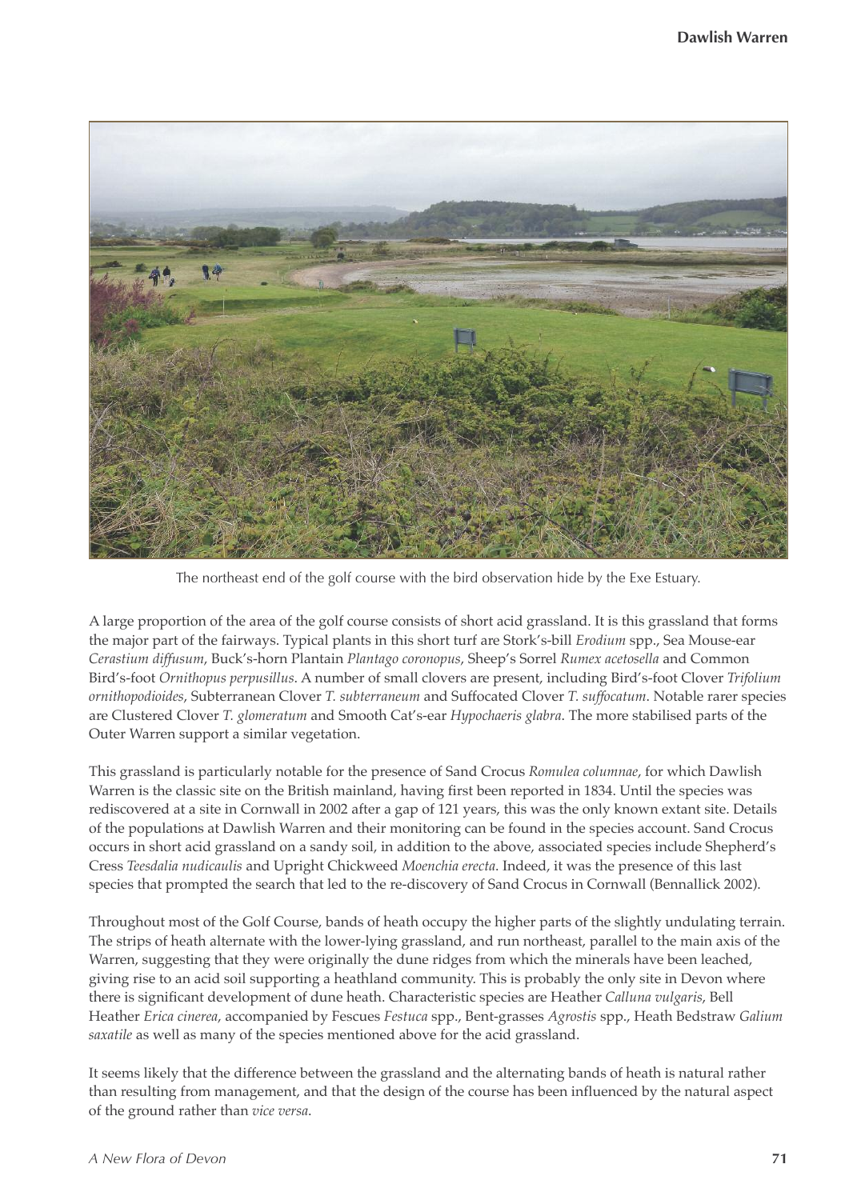The northeast end of the golf course with the bird observation hide by the Exe Estuary.

A large proportion of the area of the golf course consists of short acid grassland. It is this grassland that forms the major part of the fairways. Typical plants in this short turf are Stork's-bill *Erodium* spp., Sea Mouse-ear *Cerastium diffusum*, Buck's-horn Plantain *Plantago coronopus*, Sheep's Sorrel *Rumex acetosella* and Common Bird's-foot *Ornithopus perpusillus*. A number of small clovers are present, including Bird's-foot Clover *Trifolium ornithopodioides*, Subterranean Clover *T. subterraneum* and Suffocated Clover *T. suffocatum*. Notable rarer species are Clustered Clover *T. glomeratum* and Smooth Cat's-ear *Hypochaeris glabra*. The more stabilised parts of the Outer Warren support a similar vegetation.

This grassland is particularly notable for the presence of Sand Crocus *Romulea columnae*, for which Dawlish Warren is the classic site on the British mainland, having first been reported in 1834. Until the species was rediscovered at a site in Cornwall in 2002 after a gap of 121 years, this was the only known extant site. Details of the populations at Dawlish Warren and their monitoring can be found in the species account. Sand Crocus occurs in short acid grassland on a sandy soil, in addition to the above, associated species include Shepherd's Cress *Teesdalia nudicaulis* and Upright Chickweed *Moenchia erecta*. Indeed, it was the presence of this last species that prompted the search that led to the re-discovery of Sand Crocus in Cornwall (Bennallick 2002).

Throughout most of the Golf Course, bands of heath occupy the higher parts of the slightly undulating terrain. The strips of heath alternate with the lower-lying grassland, and run northeast, parallel to the main axis of the Warren, suggesting that they were originally the dune ridges from which the minerals have been leached, giving rise to an acid soil supporting a heathland community. This is probably the only site in Devon where there is significant development of dune heath. Characteristic species are Heather *Calluna vulgaris*, Bell Heather *Erica cinerea*, accompanied by Fescues *Festuca* spp., Bent-grasses *Agrostis* spp., Heath Bedstraw *Galium saxatile* as well as many of the species mentioned above for the acid grassland.

It seems likely that the difference between the grassland and the alternating bands of heath is natural rather than resulting from management, and that the design of the course has been influenced by the natural aspect of the ground rather than *vice versa*.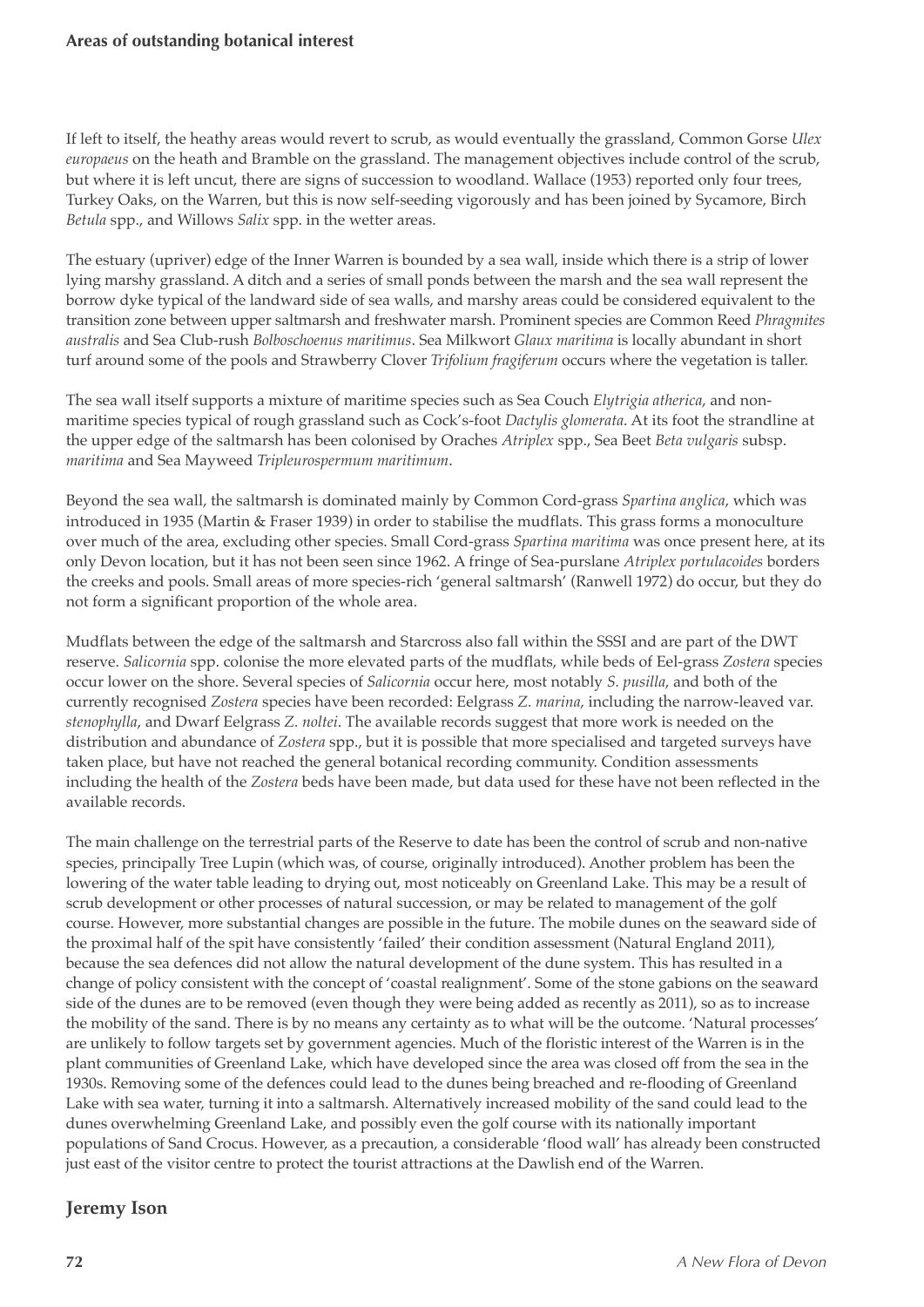If left to itself, the heathy areas would revert to scrub, as would eventually the grassland, Common Gorse *Ulex europaeus* on the heath and Bramble on the grassland. The management objectives include control of the scrub, but where it is left uncut, there are signs of succession to woodland. Wallace (1953) reported only four trees, Turkey Oaks, on the Warren, but this is now self-seeding vigorously and has been joined by Sycamore, Birch *Betula* spp., and Willows *Salix* spp. in the wetter areas.

The estuary (upriver) edge of the Inner Warren is bounded by a sea wall, inside which there is a strip of lower lying marshy grassland. A ditch and a series of small ponds between the marsh and the sea wall represent the borrow dyke typical of the landward side of sea walls, and marshy areas could be considered equivalent to the transition zone between upper saltmarsh and freshwater marsh. Prominent species are Common Reed *Phragmites australis* and Sea Club-rush *Bolboschoenus maritimus*. Sea Milkwort *Glaux maritima* is locally abundant in short turf around some of the pools and Strawberry Clover *Trifolium fragiferum* occurs where the vegetation is taller.

The sea wall itself supports a mixture of maritime species such as Sea Couch *Elytrigia atherica*, and non-maritime species typical of rough grassland such as Cock's-foot *Dactylis glomerata*. At its foot the strandline at the upper edge of the saltmarsh has been colonised by Oraches *Atriplex* spp., Sea Beet *Beta vulgaris* subsp. *maritima* and Sea Mayweed *Tripleurospermum maritimum*.

Beyond the sea wall, the saltmarsh is dominated mainly by Common Cord-grass *Spartina anglica*, which was introduced in 1935 (Martin & Fraser 1939) in order to stabilise the mudflats. This grass forms a monoculture over much of the area, excluding other species. Small Cord-grass *Spartina maritima* was once present here, at its only Devon location, but it has not been seen since 1962. A fringe of Sea-purslane *Atriplex portulacoides* borders the creeks and pools. Small areas of more species-rich 'general saltmarsh' (Ranwell 1972) do occur, but they do not form a significant proportion of the whole area.

Mudflats between the edge of the saltmarsh and Starcross also fall within the SSSI and are part of the DWT reserve. *Salicornia* spp. colonise the more elevated parts of the mudflats, while beds of Eel-grass *Zostera* species occur lower on the shore. Several species of *Salicornia* occur here, most notably *S. pusilla*, and both of the currently recognised *Zostera* species have been recorded: Eelgrass *Z. marina*, including the narrow-leaved var. *stenophylla*, and Dwarf Eelgrass *Z. noltei*. The available records suggest that more work is needed on the distribution and abundance of *Zostera* spp., but it is possible that more specialised and targeted surveys have taken place, but have not reached the general botanical recording community. Condition assessments including the health of the *Zostera* beds have been made, but data used for these have not been reflected in the available records.

The main challenge on the terrestrial parts of the Reserve to date has been the control of scrub and non-native species, principally Tree Lupin (which was, of course, originally introduced). Another problem has been the lowering of the water table leading to drying out, most noticeably on Greenland Lake. This may be a result of scrub development or other processes of natural succession, or may be related to management of the golf course. However, more substantial changes are possible in the future. The mobile dunes on the seaward side of the proximal half of the spit have consistently 'failed' their condition assessment (Natural England 2011), because the sea defences did not allow the natural development of the dune system. This has resulted in a change of policy consistent with the concept of 'coastal realignment'. Some of the stone gabions on the seaward side of the dunes are to be removed (even though they were being added as recently as 2011), so as to increase the mobility of the sand. There is by no means any certainty as to what will be the outcome. 'Natural processes' are unlikely to follow targets set by government agencies. Much of the floristic interest of the Warren is in the plant communities of Greenland Lake, which have developed since the area was closed off from the sea in the 1930s. Removing some of the defences could lead to the dunes being breached and re-flooding of Greenland Lake with sea water, turning it into a saltmarsh. Alternatively increased mobility of the sand could lead to the dunes overwhelming Greenland Lake, and possibly even the golf course with its nationally important populations of Sand Crocus. However, as a precaution, a considerable 'flood wall' has already been constructed just east of the visitor centre to protect the tourist attractions at the Dawlish end of the Warren.

**Jeremy Ison**